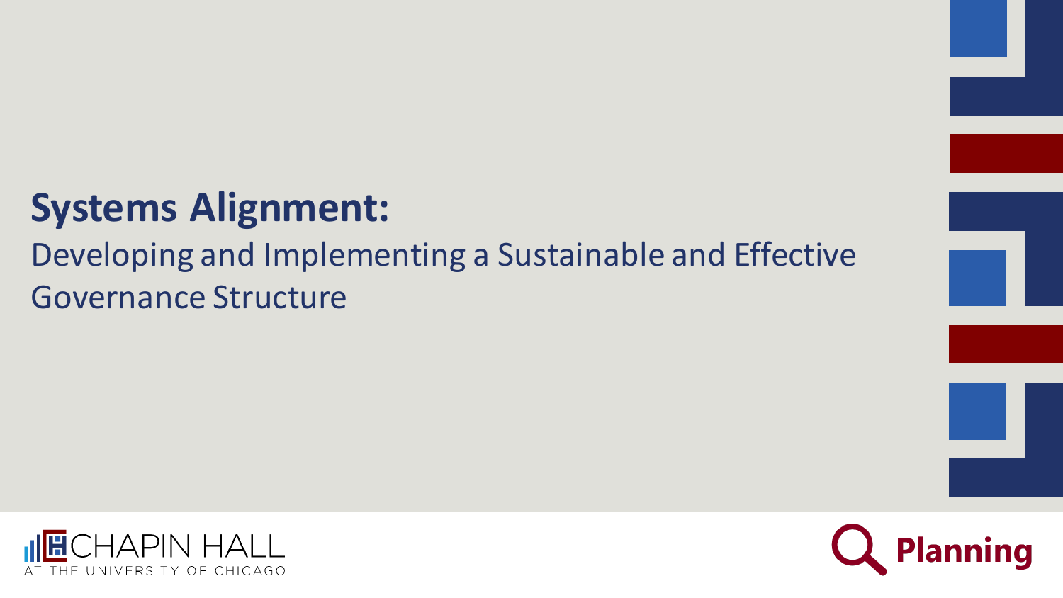# Systems Alignment:

## Developing and Implementing a Sustainable and Effective Governance Structure

CHAPIN HALL AT THE UNIVERSITY OF CHICAGO

Planning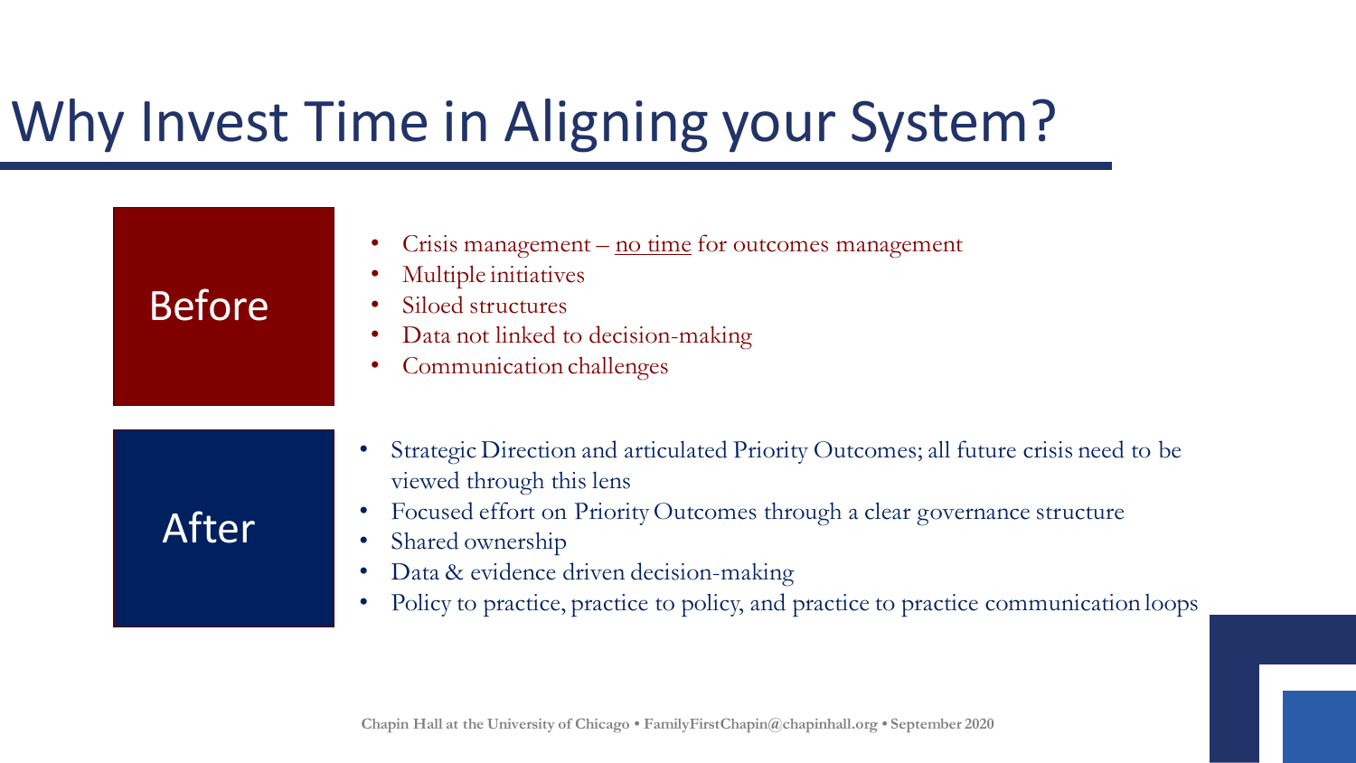# Why Invest Time in Aligning your System?

**Before**

- Crisis management – <u>no time</u> for outcomes management
- Multiple initiatives
- Siloed structures
- Data not linked to decision-making
- Communication challenges

**After**

- Strategic Direction and articulated Priority Outcomes; all future crisis need to be viewed through this lens
- Focused effort on Priority Outcomes through a clear governance structure
- Shared ownership
- Data & evidence driven decision-making
- Policy to practice, practice to policy, and practice to practice communication loops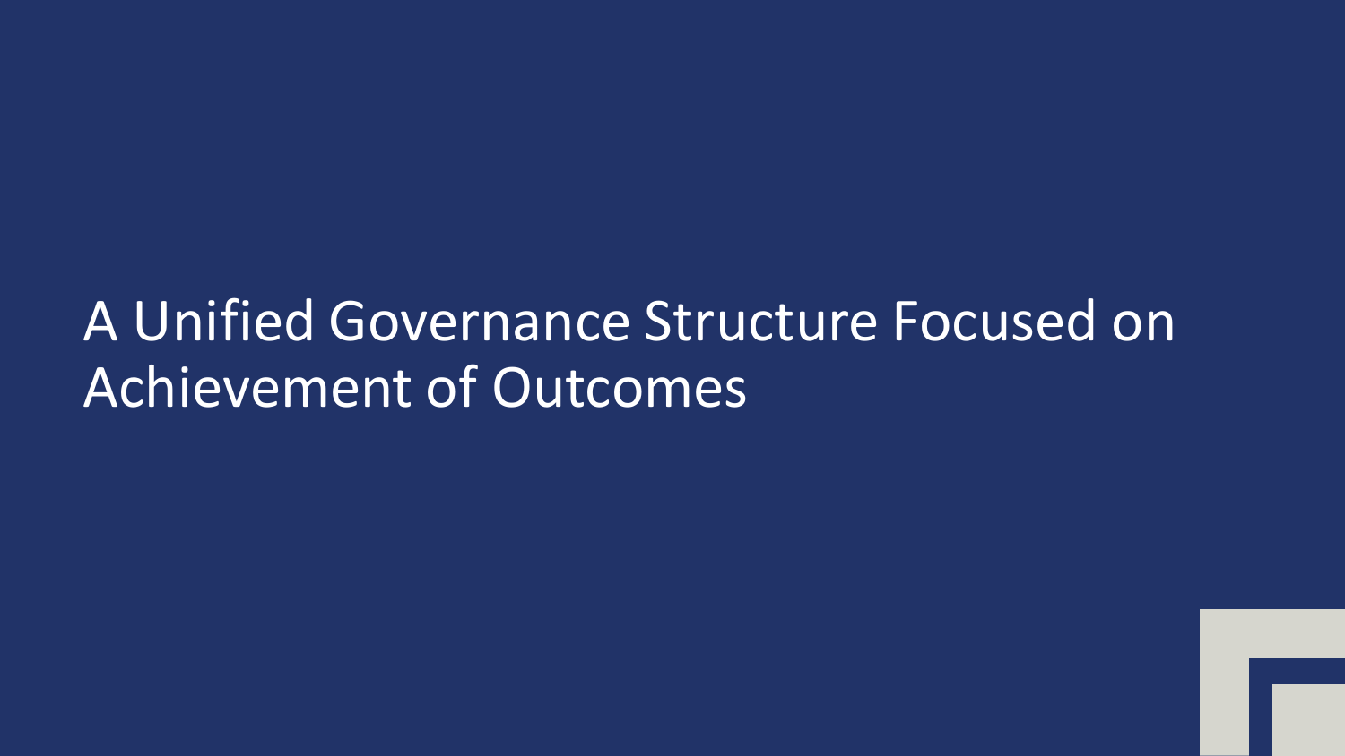# A Unified Governance Structure Focused on Achievement of Outcomes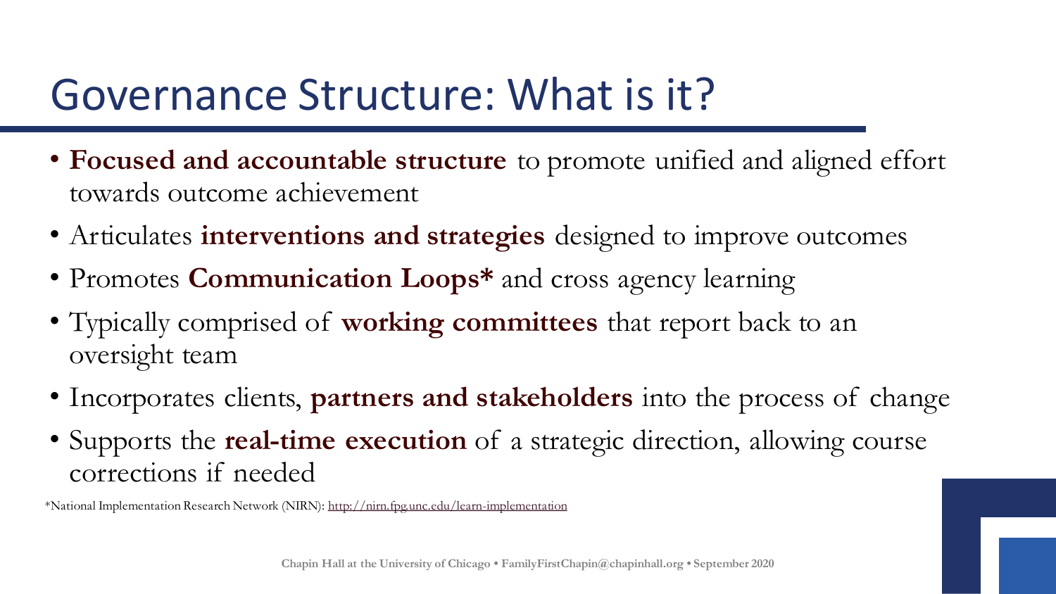# Governance Structure: What is it?

- **Focused and accountable structure** to promote unified and aligned effort towards outcome achievement
- Articulates **interventions and strategies** designed to improve outcomes
- Promotes **Communication Loops*** and cross agency learning
- Typically comprised of **working committees** that report back to an oversight team
- Incorporates clients, **partners and stakeholders** into the process of change
- Supports the **real-time execution** of a strategic direction, allowing course corrections if needed

*National Implementation Research Network (NIRN): http://nirn.fpg.unc.edu/learn-implementation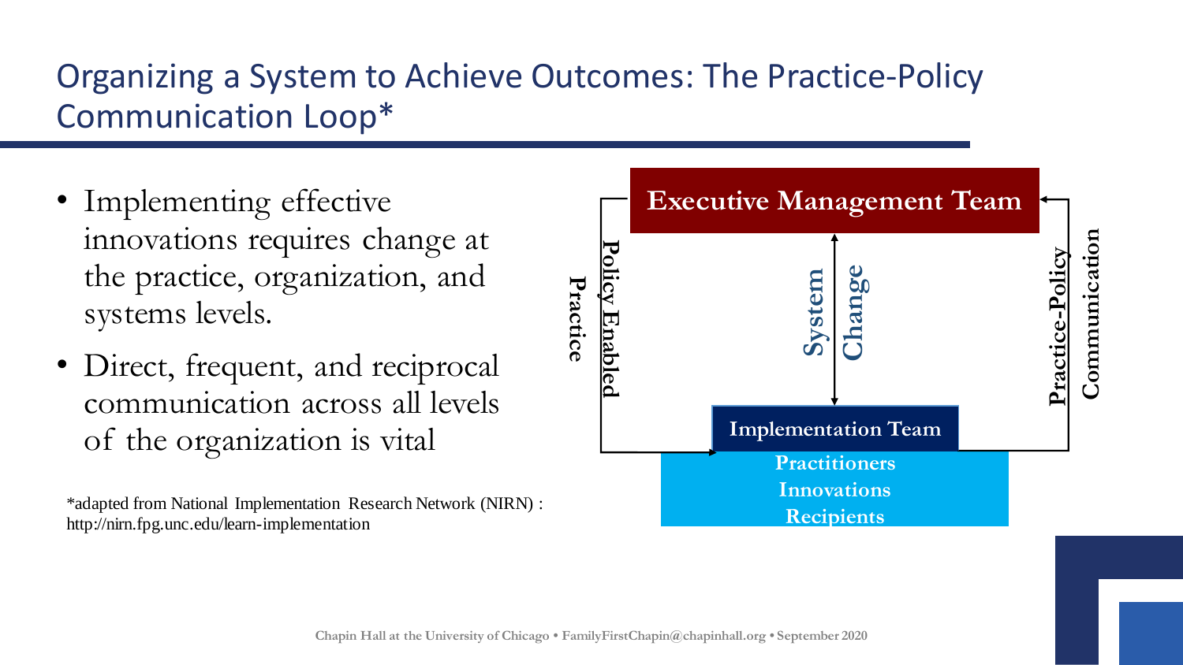# Organizing a System to Achieve Outcomes: The Practice-Policy Communication Loop*

- Implementing effective innovations requires change at the practice, organization, and systems levels.
- Direct, frequent, and reciprocal communication across all levels of the organization is vital

**Executive Management Team**

**Policy Enabled Practice**

**System Change**

**Practice-Policy Communication**

**Implementation Team**

**Practitioners**
**Innovations**
**Recipients**

*adapted from National Implementation Research Network (NIRN) : http://nirn.fpg.unc.edu/learn-implementation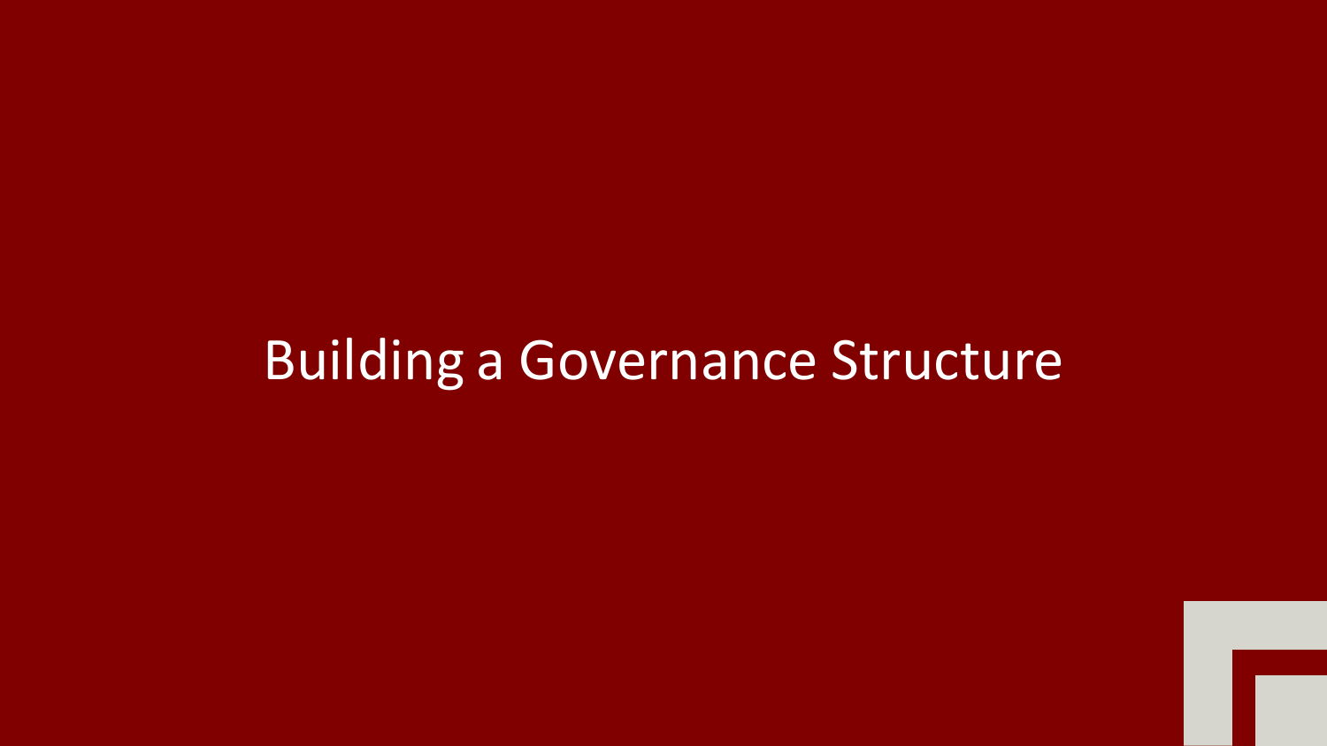# Building a Governance Structure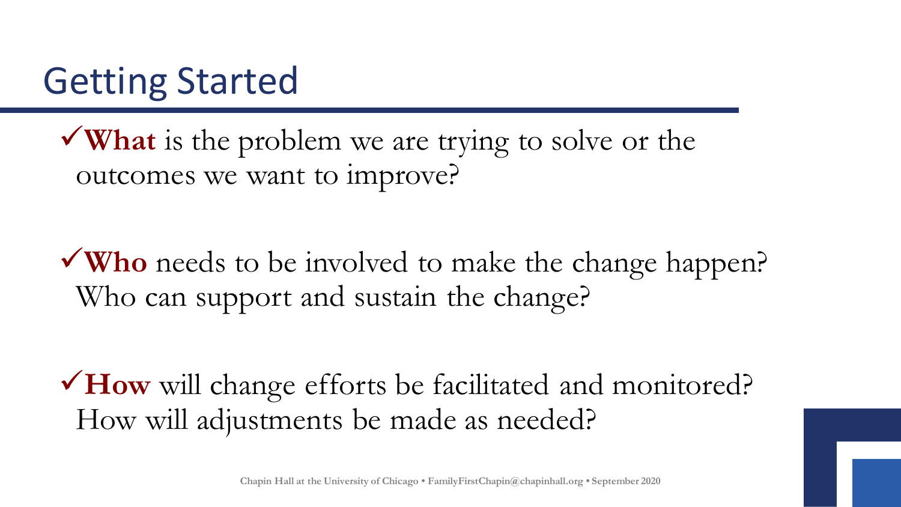# Getting Started

- ✓**What** is the problem we are trying to solve or the outcomes we want to improve?

- ✓**Who** needs to be involved to make the change happen? Who can support and sustain the change?

- ✓**How** will change efforts be facilitated and monitored? How will adjustments be made as needed?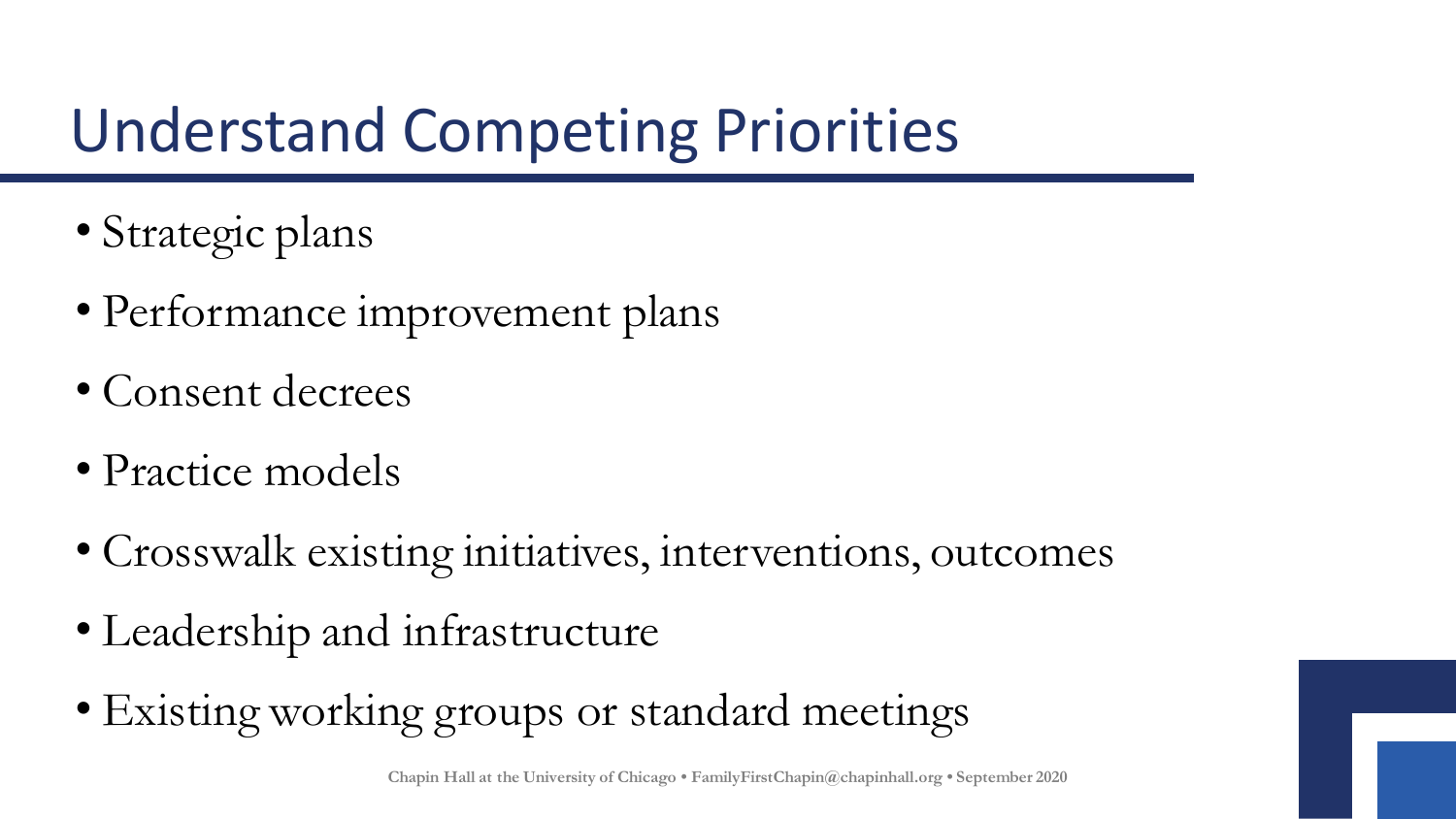# Understand Competing Priorities

- Strategic plans
- Performance improvement plans
- Consent decrees
- Practice models
- Crosswalk existing initiatives, interventions, outcomes
- Leadership and infrastructure
- Existing working groups or standard meetings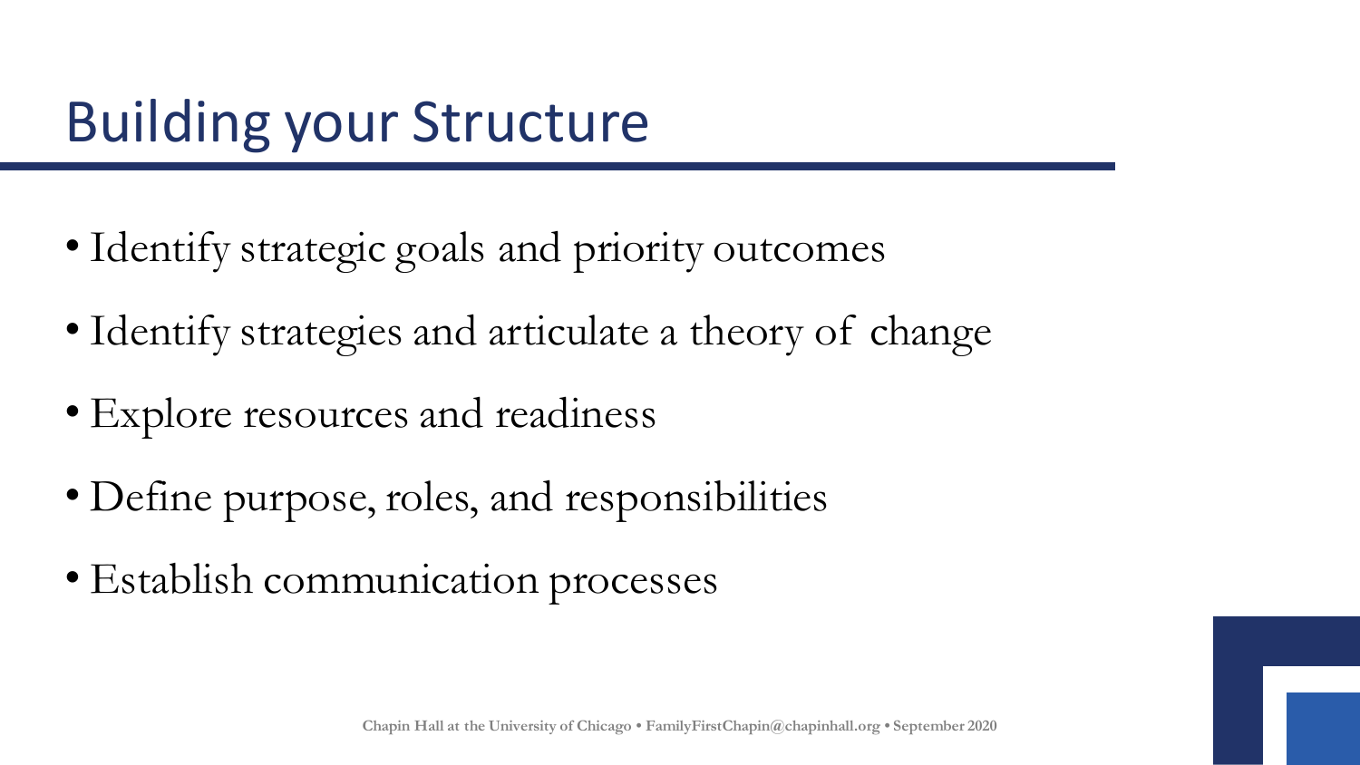# Building your Structure

- Identify strategic goals and priority outcomes
- Identify strategies and articulate a theory of change
- Explore resources and readiness
- Define purpose, roles, and responsibilities
- Establish communication processes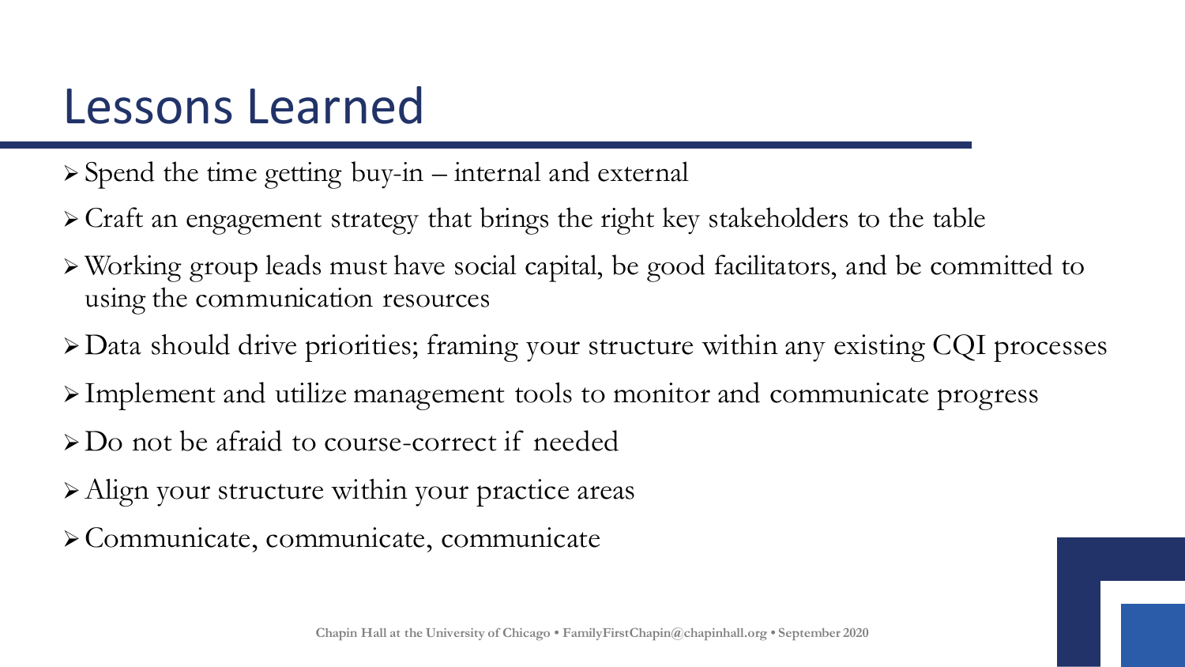# Lessons Learned

- Spend the time getting buy-in – internal and external
- Craft an engagement strategy that brings the right key stakeholders to the table
- Working group leads must have social capital, be good facilitators, and be committed to using the communication resources
- Data should drive priorities; framing your structure within any existing CQI processes
- Implement and utilize management tools to monitor and communicate progress
- Do not be afraid to course-correct if needed
- Align your structure within your practice areas
- Communicate, communicate, communicate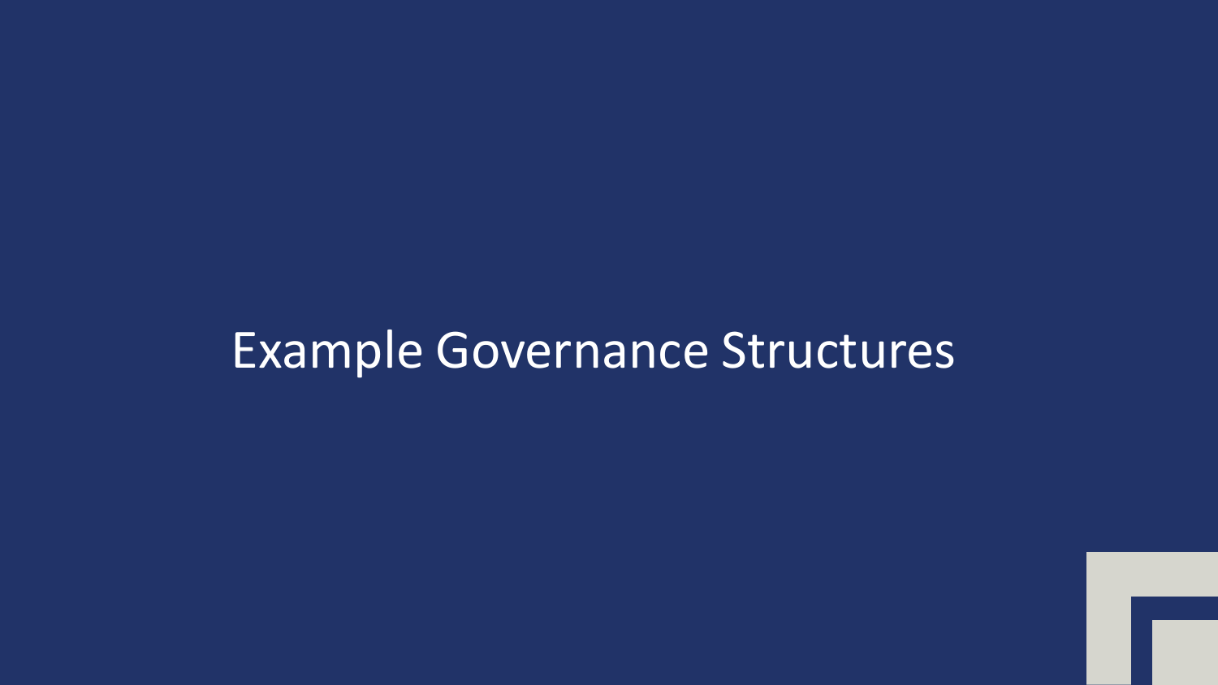# Example Governance Structures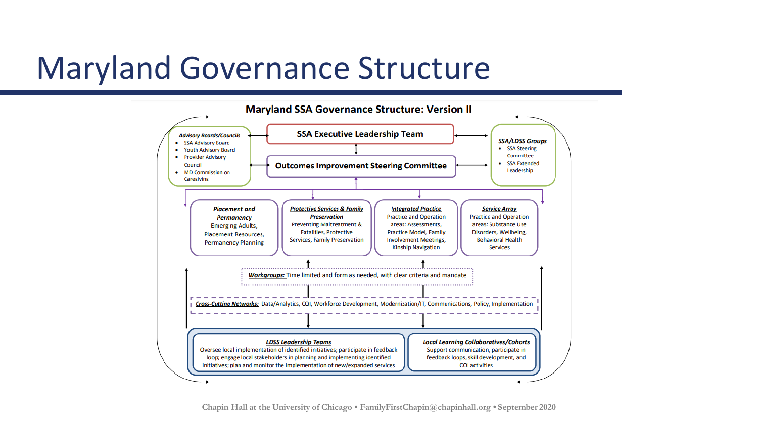# Maryland Governance Structure

## Maryland SSA Governance Structure: Version II

**Advisory Boards/Councils**
- SSA Advisory Board
- Youth Advisory Board
- Provider Advisory Council
- MD Commission on Caregiving

**SSA Executive Leadership Team**

**Outcomes Improvement Steering Committee**

**SSA/LDSS Groups**
- SSA Steering Committee
- SSA Extended Leadership

**Placement and Permanency**
Emerging Adults, Placement Resources, Permanency Planning

**Protective Services & Family Preservation**
Preventing Maltreatment & Fatalities, Protective Services, Family Preservation

**Integrated Practice**
Practice and Operation areas: Assessments, Practice Model, Family Involvement Meetings, Kinship Navigation

**Service Array**
Practice and Operation areas: Substance Use Disorders, Wellbeing, Behavioral Health Services

**Workgroups:** Time limited and form as needed, with clear criteria and mandate

**Cross-Cutting Networks:** Data/Analytics, CQI, Workforce Development, Modernization/IT, Communications, Policy, Implementation

**LDSS Leadership Teams**
Oversee local implementation of identified initiatives; participate in feedback loop; engage local stakeholders in planning and implementing identified initiatives; plan and monitor the implementation of new/expanded services

**Local Learning Collaboratives/Cohorts**
Support communication, participate in feedback loops, skill development, and CQI activities

Chapin Hall at the University of Chicago • FamilyFirstChapin@chapinhall.org • September 2020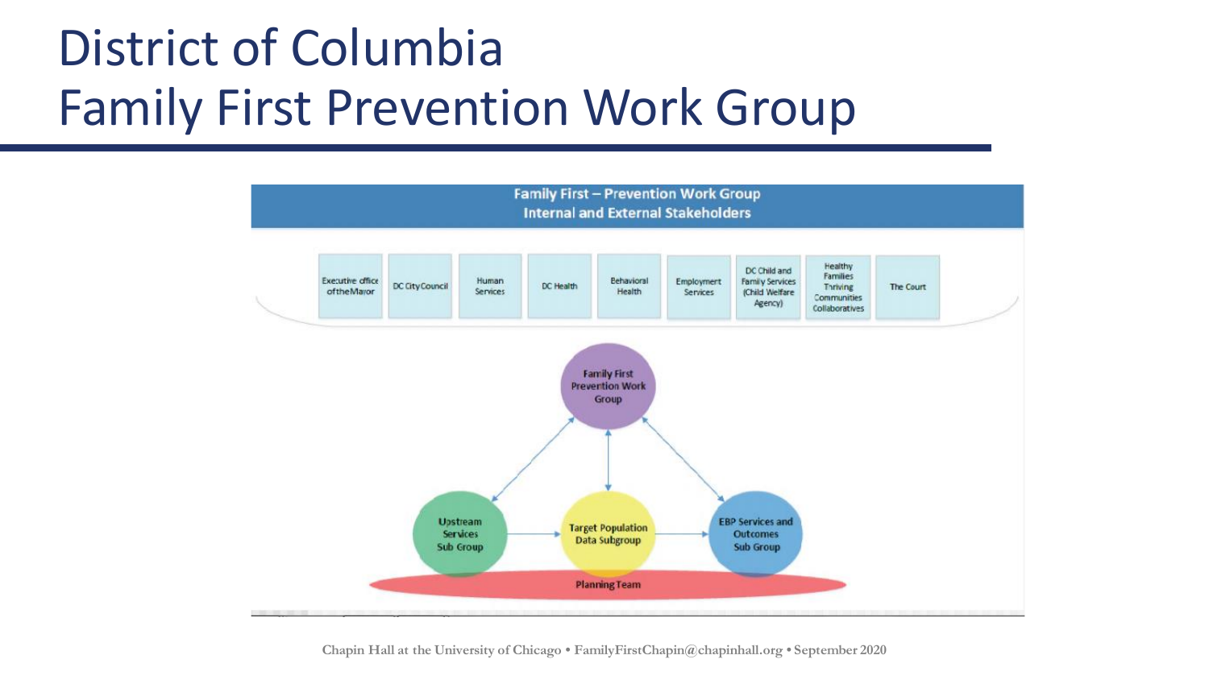# District of Columbia
# Family First Prevention Work Group

**Family First – Prevention Work Group**
**Internal and External Stakeholders**

- Executive office of the Mayor
- DC City Council
- Human Services
- DC Health
- Behavioral Health
- Employment Services
- DC Child and Family Services (Child Welfare Agency)
- Healthy Families Thriving Communities Collaboratives
- The Court

Family First Prevention Work Group

Upstream Services Sub Group

Target Population Data Subgroup

EBP Services and Outcomes Sub Group

Planning Team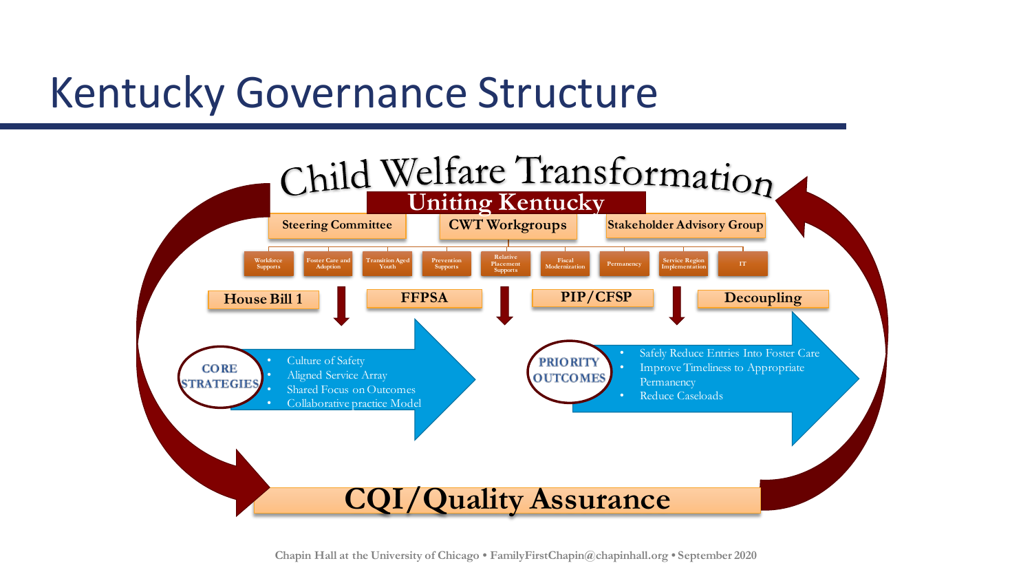# Kentucky Governance Structure

## Child Welfare Transformation

### Uniting Kentucky

**Steering Committee** | **CWT Workgroups** | **Stakeholder Advisory Group**

- Workforce Supports
- Foster Care and Adoption
- Transition Aged Youth
- Prevention Supports
- Relative Placement Supports
- Fiscal Modernization
- Permanency
- Service Region Implementation
- IT

**House Bill 1** | **FFPSA** | **PIP/CFSP** | **Decoupling**

**CORE STRATEGIES**

- Culture of Safety
- Aligned Service Array
- Shared Focus on Outcomes
- Collaborative practice Model

**PRIORITY OUTCOMES**

- Safely Reduce Entries Into Foster Care
- Improve Timeliness to Appropriate Permanency
- Reduce Caseloads

**CQI/Quality Assurance**

Chapin Hall at the University of Chicago • FamilyFirstChapin@chapinhall.org • September 2020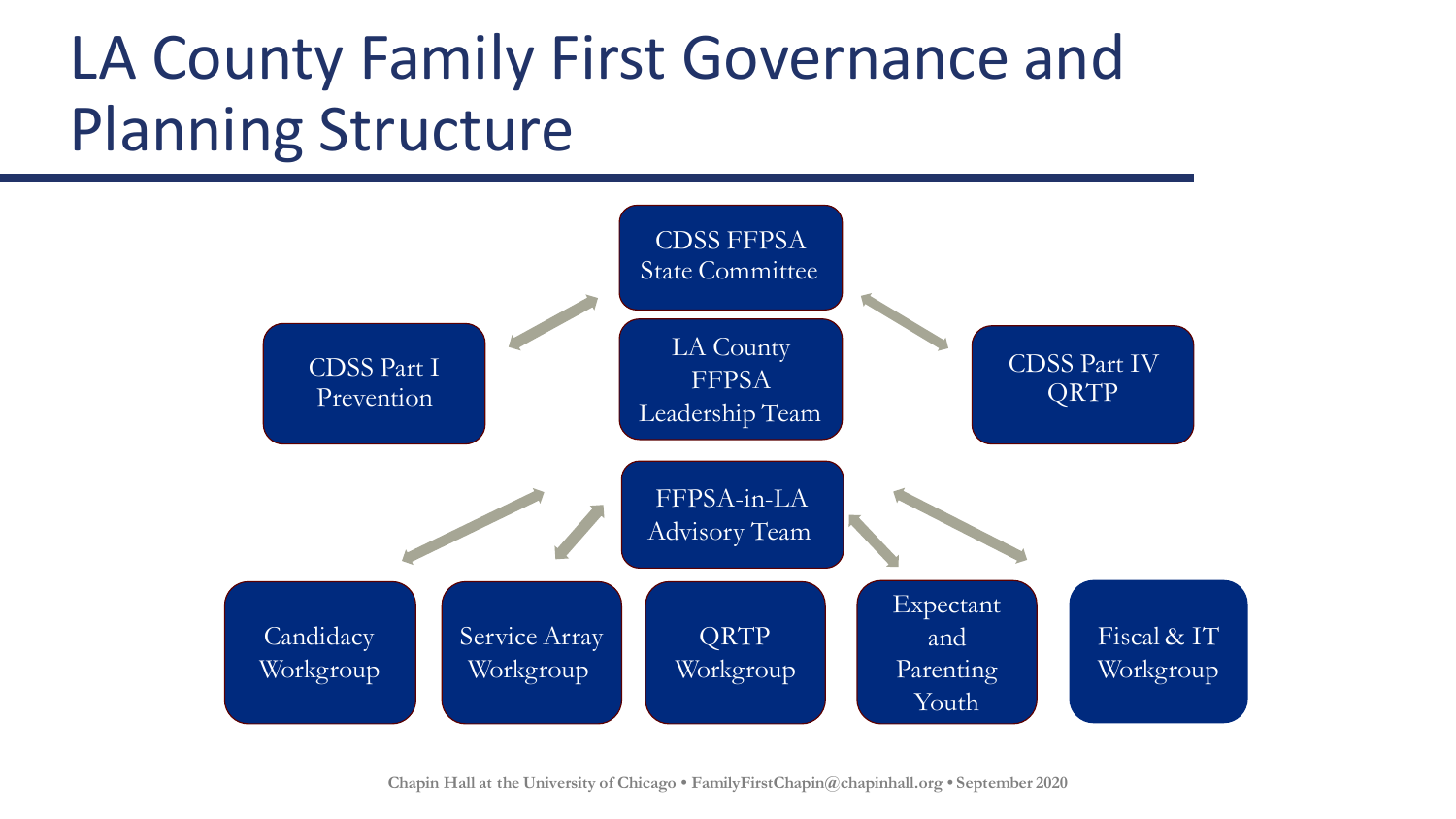# LA County Family First Governance and Planning Structure

CDSS FFPSA State Committee

LA County FFPSA Leadership Team

CDSS Part I Prevention

CDSS Part IV QRTP

FFPSA-in-LA Advisory Team

Candidacy Workgroup

Service Array Workgroup

QRTP Workgroup

Expectant and Parenting Youth

Fiscal & IT Workgroup

Chapin Hall at the University of Chicago • FamilyFirstChapin@chapinhall.org • September 2020